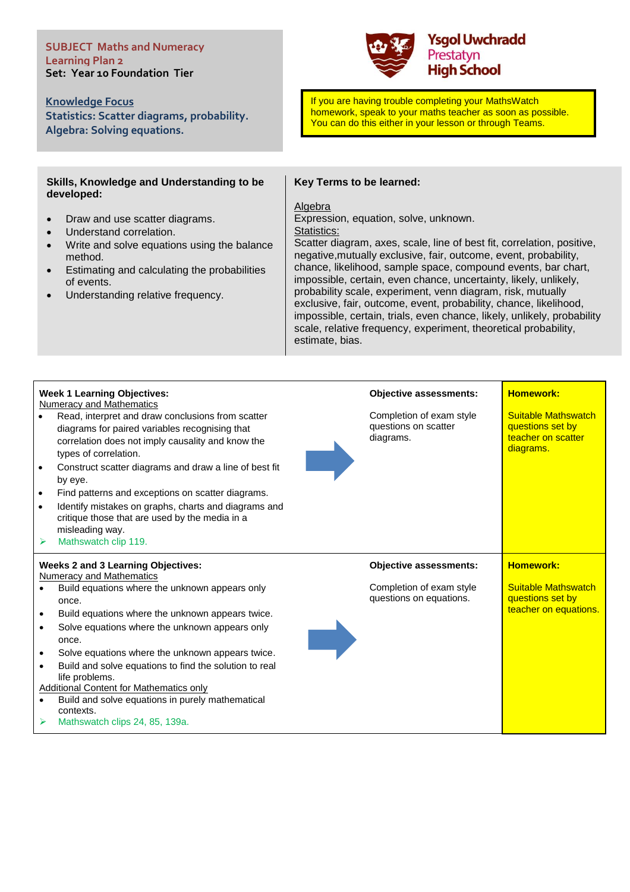**SUBJECT Maths and Numeracy**
**Learning Plan 2**
**Set: Year 10 Foundation Tier**

**Knowledge Focus**
**Statistics: Scatter diagrams, probability.**
**Algebra: Solving equations.**

**Ysgol Uwchradd Prestatyn High School**

If you are having trouble completing your MathsWatch homework, speak to your maths teacher as soon as possible. You can do this either in your lesson or through Teams.

**Skills, Knowledge and Understanding to be developed:**

- Draw and use scatter diagrams.
- Understand correlation.
- Write and solve equations using the balance method.
- Estimating and calculating the probabilities of events.
- Understanding relative frequency.

**Key Terms to be learned:**

Algebra
Expression, equation, solve, unknown.
Statistics:
Scatter diagram, axes, scale, line of best fit, correlation, positive, negative,mutually exclusive, fair, outcome, event, probability, chance, likelihood, sample space, compound events, bar chart, impossible, certain, even chance, uncertainty, likely, unlikely, probability scale, experiment, venn diagram, risk, mutually exclusive, fair, outcome, event, probability, chance, likelihood, impossible, certain, trials, even chance, likely, unlikely, probability scale, relative frequency, experiment, theoretical probability, estimate, bias.

| Learning Objectives | Objective assessments: | Homework: |
|---|---|---|
| **Week 1 Learning Objectives:**<br>Numeracy and Mathematics<br>• Read, interpret and draw conclusions from scatter diagrams for paired variables recognising that correlation does not imply causality and know the types of correlation.<br>• Construct scatter diagrams and draw a line of best fit by eye.<br>• Find patterns and exceptions on scatter diagrams.<br>• Identify mistakes on graphs, charts and diagrams and critique those that are used by the media in a misleading way.<br>➢ Mathswatch clip 119. | Completion of exam style questions on scatter diagrams. | Suitable Mathswatch questions set by teacher on scatter diagrams. |
| **Weeks 2 and 3 Learning Objectives:**<br>Numeracy and Mathematics<br>• Build equations where the unknown appears only once.<br>• Build equations where the unknown appears twice.<br>• Solve equations where the unknown appears only once.<br>• Solve equations where the unknown appears twice.<br>• Build and solve equations to find the solution to real life problems.<br>Additional Content for Mathematics only<br>• Build and solve equations in purely mathematical contexts.<br>➢ Mathswatch clips 24, 85, 139a. | Completion of exam style questions on equations. | Suitable Mathswatch questions set by teacher on equations. |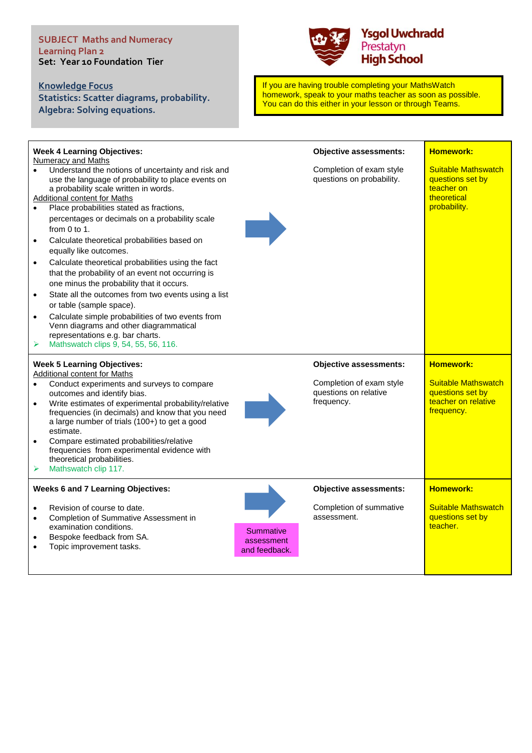SUBJECT Maths and Numeracy
Learning Plan 2
**Set: Year 10 Foundation Tier**

**Knowledge Focus**
**Statistics: Scatter diagrams, probability.**
**Algebra: Solving equations.**

**Ysgol Uwchradd Prestatyn High School**

If you are having trouble completing your MathsWatch homework, speak to your maths teacher as soon as possible. You can do this either in your lesson or through Teams.

| Learning Objectives | | Objective assessments | Homework |
|---|---|---|---|
| **Week 4 Learning Objectives:**<br>Numeracy and Maths<br>• Understand the notions of uncertainty and risk and use the language of probability to place events on a probability scale written in words.<br>Additional content for Maths<br>• Place probabilities stated as fractions, percentages or decimals on a probability scale from 0 to 1.<br>• Calculate theoretical probabilities based on equally like outcomes.<br>• Calculate theoretical probabilities using the fact that the probability of an event not occurring is one minus the probability that it occurs.<br>• State all the outcomes from two events using a list or table (sample space).<br>• Calculate simple probabilities of two events from Venn diagrams and other diagrammatical representations e.g. bar charts.<br>➢ Mathswatch clips 9, 54, 55, 56, 116. | | **Objective assessments:**<br>Completion of exam style questions on probability. | **Homework:**<br>Suitable Mathswatch questions set by teacher on theoretical probability. |
| **Week 5 Learning Objectives:**<br>Additional content for Maths<br>• Conduct experiments and surveys to compare outcomes and identify bias.<br>• Write estimates of experimental probability/relative frequencies (in decimals) and know that you need a large number of trials (100+) to get a good estimate.<br>• Compare estimated probabilities/relative frequencies from experimental evidence with theoretical probabilities.<br>➢ Mathswatch clip 117. | | **Objective assessments:**<br>Completion of exam style questions on relative frequency. | **Homework:**<br>Suitable Mathswatch questions set by teacher on relative frequency. |
| **Weeks 6 and 7 Learning Objectives:**<br>• Revision of course to date.<br>• Completion of Summative Assessment in examination conditions.<br>• Bespoke feedback from SA.<br>• Topic improvement tasks. | Summative assessment and feedback. | **Objective assessments:**<br>Completion of summative assessment. | **Homework:**<br>Suitable Mathswatch questions set by teacher. |